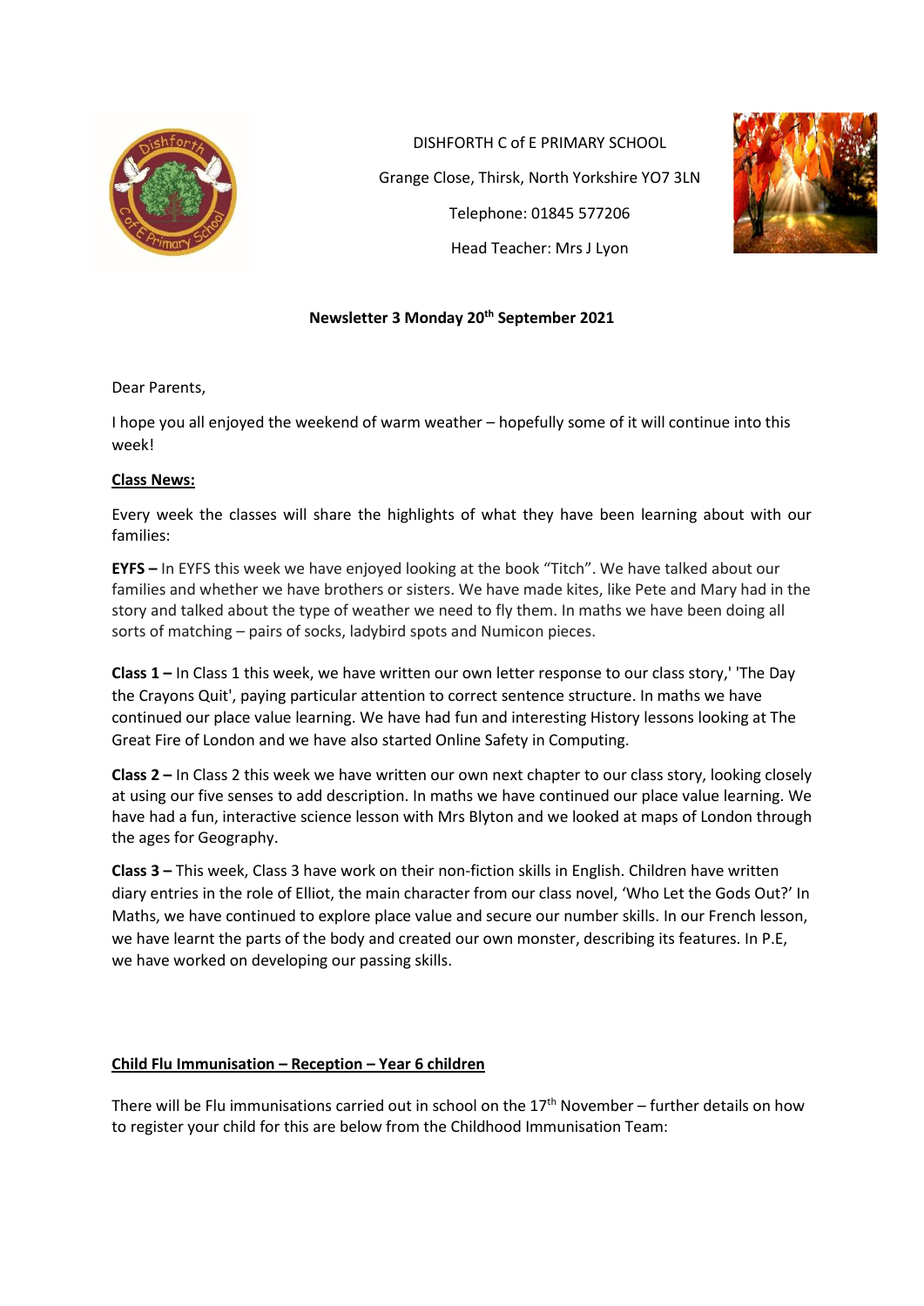DISHFORTH C of E PRIMARY SCHOOL

Grange Close, Thirsk, North Yorkshire YO7 3LN

Telephone: 01845 577206

Head Teacher: Mrs J Lyon

**Newsletter 3 Monday 20th September 2021**

Dear Parents,

I hope you all enjoyed the weekend of warm weather – hopefully some of it will continue into this week!

## Class News:

Every week the classes will share the highlights of what they have been learning about with our families:

**EYFS –** In EYFS this week we have enjoyed looking at the book "Titch". We have talked about our families and whether we have brothers or sisters. We have made kites, like Pete and Mary had in the story and talked about the type of weather we need to fly them. In maths we have been doing all sorts of matching – pairs of socks, ladybird spots and Numicon pieces.

**Class 1 –** In Class 1 this week, we have written our own letter response to our class story,' 'The Day the Crayons Quit', paying particular attention to correct sentence structure. In maths we have continued our place value learning. We have had fun and interesting History lessons looking at The Great Fire of London and we have also started Online Safety in Computing.

**Class 2 –** In Class 2 this week we have written our own next chapter to our class story, looking closely at using our five senses to add description. In maths we have continued our place value learning. We have had a fun, interactive science lesson with Mrs Blyton and we looked at maps of London through the ages for Geography.

**Class 3 –** This week, Class 3 have work on their non-fiction skills in English. Children have written diary entries in the role of Elliot, the main character from our class novel, 'Who Let the Gods Out?' In Maths, we have continued to explore place value and secure our number skills. In our French lesson, we have learnt the parts of the body and created our own monster, describing its features. In P.E, we have worked on developing our passing skills.

## Child Flu Immunisation – Reception – Year 6 children

There will be Flu immunisations carried out in school on the 17th November – further details on how to register your child for this are below from the Childhood Immunisation Team: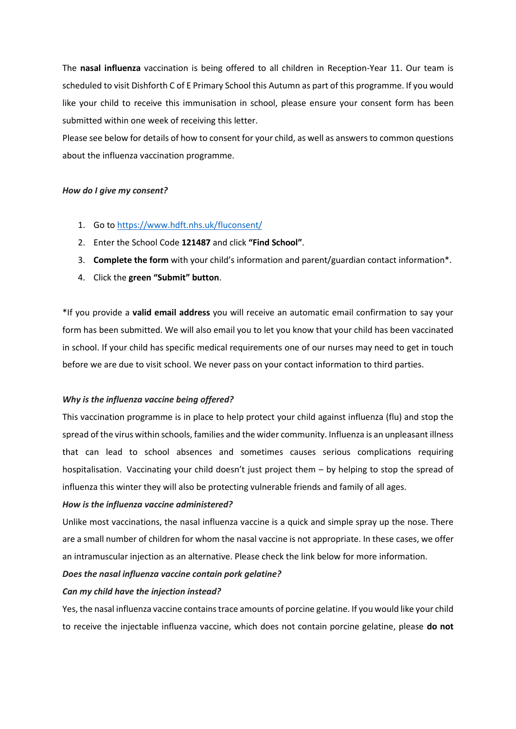The **nasal influenza** vaccination is being offered to all children in Reception-Year 11. Our team is scheduled to visit Dishforth C of E Primary School this Autumn as part of this programme. If you would like your child to receive this immunisation in school, please ensure your consent form has been submitted within one week of receiving this letter.

Please see below for details of how to consent for your child, as well as answers to common questions about the influenza vaccination programme.

***How do I give my consent?***

1. Go to https://www.hdft.nhs.uk/fluconsent/
2. Enter the School Code **121487** and click **"Find School"**.
3. **Complete the form** with your child's information and parent/guardian contact information*.
4. Click the **green "Submit" button**.

*If you provide a **valid email address** you will receive an automatic email confirmation to say your form has been submitted. We will also email you to let you know that your child has been vaccinated in school. If your child has specific medical requirements one of our nurses may need to get in touch before we are due to visit school. We never pass on your contact information to third parties.

***Why is the influenza vaccine being offered?***

This vaccination programme is in place to help protect your child against influenza (flu) and stop the spread of the virus within schools, families and the wider community. Influenza is an unpleasant illness that can lead to school absences and sometimes causes serious complications requiring hospitalisation. Vaccinating your child doesn't just project them – by helping to stop the spread of influenza this winter they will also be protecting vulnerable friends and family of all ages.

***How is the influenza vaccine administered?***

Unlike most vaccinations, the nasal influenza vaccine is a quick and simple spray up the nose. There are a small number of children for whom the nasal vaccine is not appropriate. In these cases, we offer an intramuscular injection as an alternative. Please check the link below for more information.

***Does the nasal influenza vaccine contain pork gelatine?***

***Can my child have the injection instead?***

Yes, the nasal influenza vaccine contains trace amounts of porcine gelatine. If you would like your child to receive the injectable influenza vaccine, which does not contain porcine gelatine, please **do not**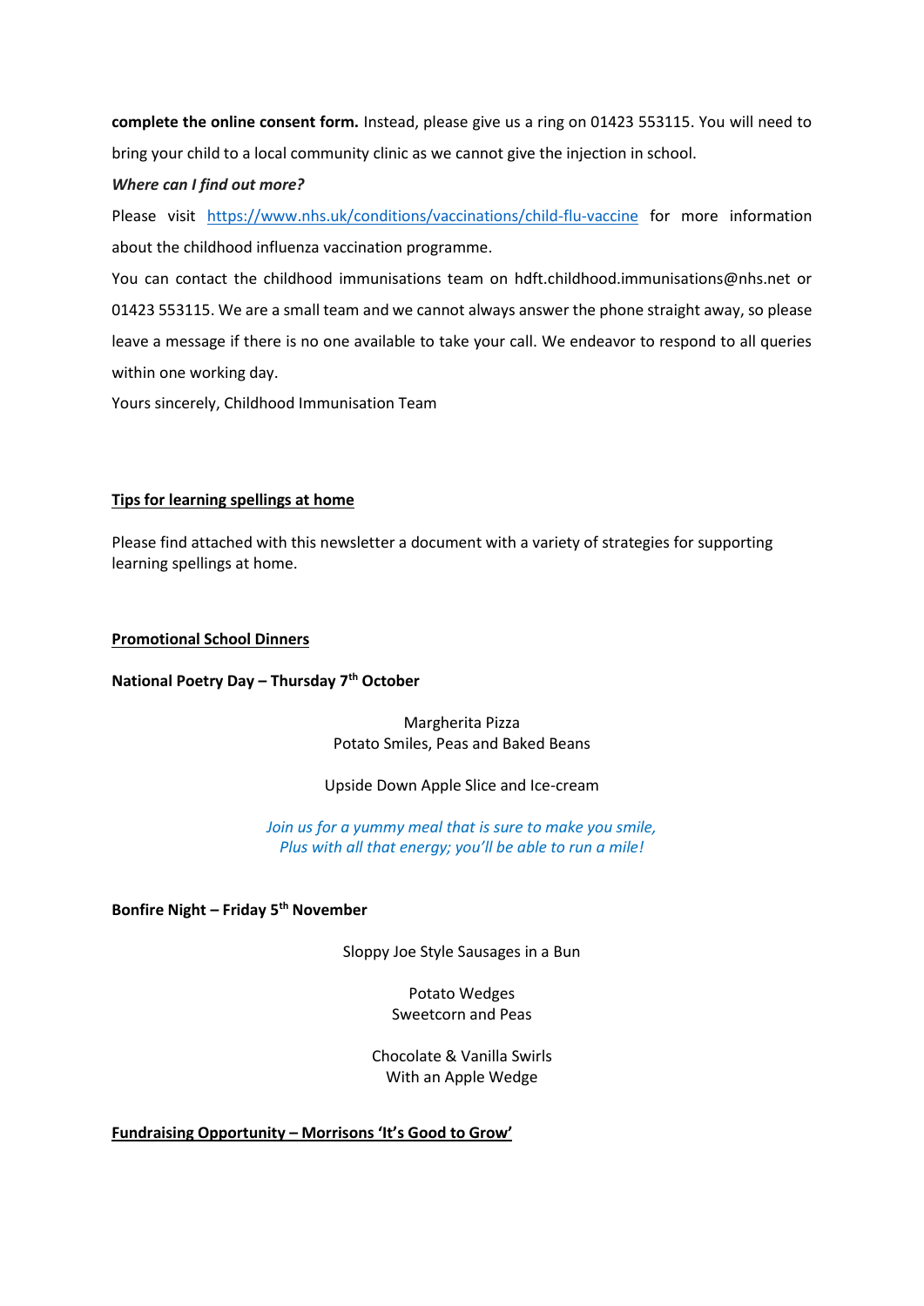**complete the online consent form.** Instead, please give us a ring on 01423 553115. You will need to bring your child to a local community clinic as we cannot give the injection in school.

***Where can I find out more?***

Please visit https://www.nhs.uk/conditions/vaccinations/child-flu-vaccine for more information about the childhood influenza vaccination programme.

You can contact the childhood immunisations team on hdft.childhood.immunisations@nhs.net or 01423 553115. We are a small team and we cannot always answer the phone straight away, so please leave a message if there is no one available to take your call. We endeavor to respond to all queries within one working day.

Yours sincerely, Childhood Immunisation Team

## Tips for learning spellings at home

Please find attached with this newsletter a document with a variety of strategies for supporting learning spellings at home.

## Promotional School Dinners

**National Poetry Day – Thursday 7th October**

Margherita Pizza
Potato Smiles, Peas and Baked Beans

Upside Down Apple Slice and Ice-cream

*Join us for a yummy meal that is sure to make you smile,*
*Plus with all that energy; you'll be able to run a mile!*

**Bonfire Night – Friday 5th November**

Sloppy Joe Style Sausages in a Bun

Potato Wedges
Sweetcorn and Peas

Chocolate & Vanilla Swirls
With an Apple Wedge

## Fundraising Opportunity – Morrisons 'It's Good to Grow'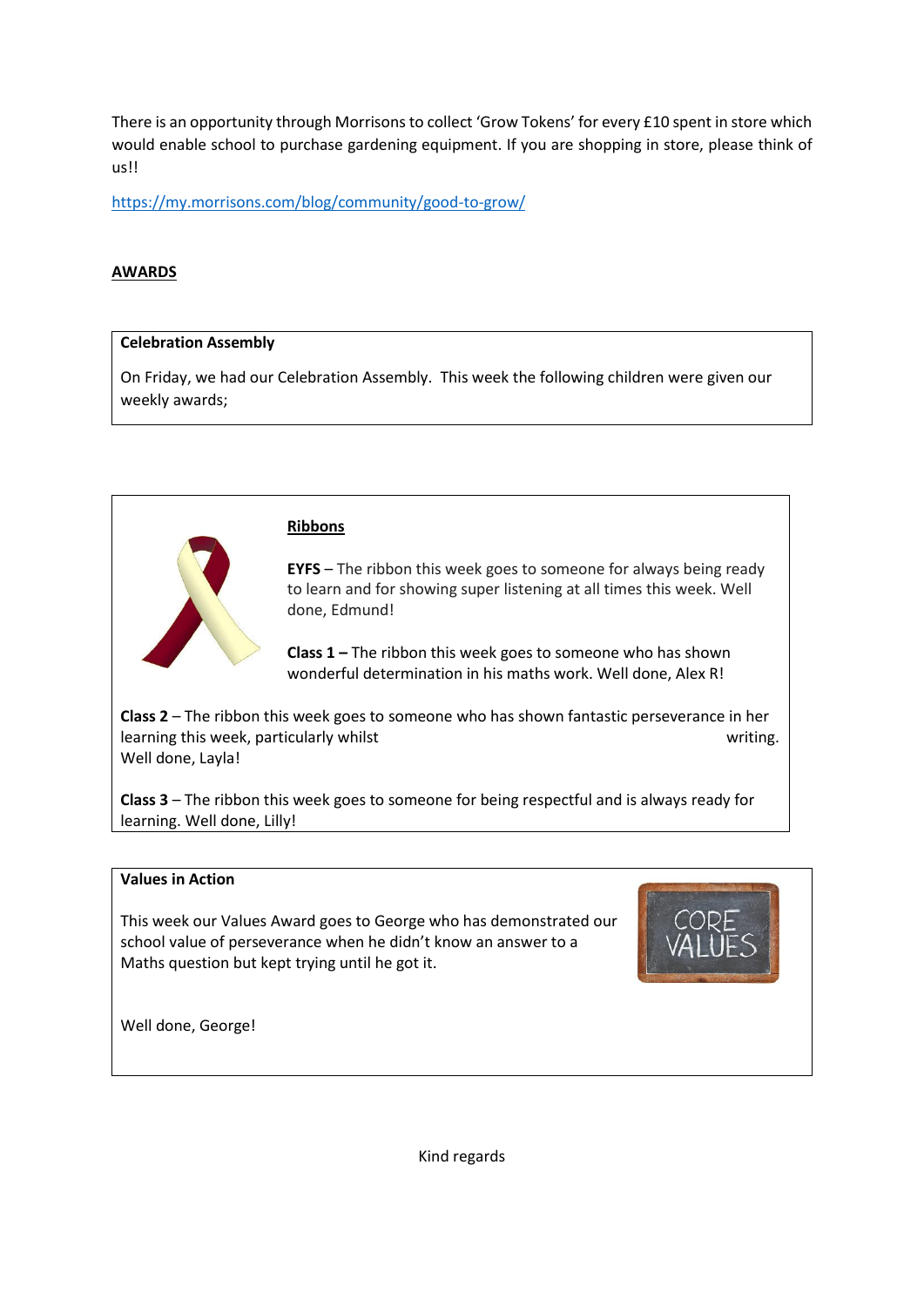There is an opportunity through Morrisons to collect 'Grow Tokens' for every £10 spent in store which would enable school to purchase gardening equipment. If you are shopping in store, please think of us!!

https://my.morrisons.com/blog/community/good-to-grow/

## AWARDS

**Celebration Assembly**

On Friday, we had our Celebration Assembly. This week the following children were given our weekly awards;

### Ribbons

**EYFS** – The ribbon this week goes to someone for always being ready to learn and for showing super listening at all times this week. Well done, Edmund!

**Class 1 –** The ribbon this week goes to someone who has shown wonderful determination in his maths work. Well done, Alex R!

**Class 2** – The ribbon this week goes to someone who has shown fantastic perseverance in her learning this week, particularly whilst writing. Well done, Layla!

**Class 3** – The ribbon this week goes to someone for being respectful and is always ready for learning. Well done, Lilly!

**Values in Action**

This week our Values Award goes to George who has demonstrated our school value of perseverance when he didn't know an answer to a Maths question but kept trying until he got it.

Well done, George!

Kind regards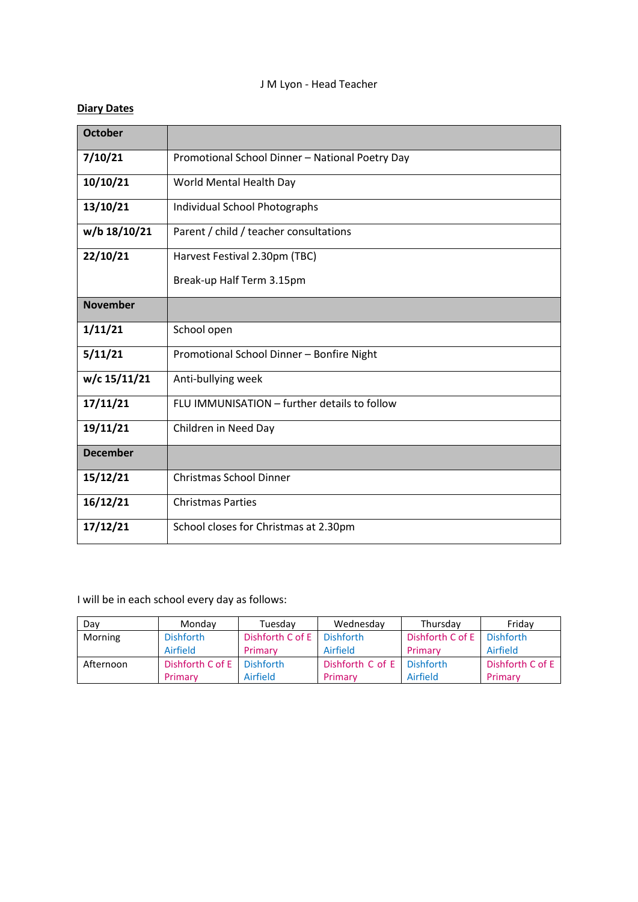J M Lyon - Head Teacher

**Diary Dates**

| **October** | |
|---|---|
| **7/10/21** | Promotional School Dinner – National Poetry Day |
| **10/10/21** | World Mental Health Day |
| **13/10/21** | Individual School Photographs |
| **w/b 18/10/21** | Parent / child / teacher consultations |
| **22/10/21** | Harvest Festival 2.30pm (TBC)<br><br>Break-up Half Term 3.15pm |
| **November** | |
| **1/11/21** | School open |
| **5/11/21** | Promotional School Dinner – Bonfire Night |
| **w/c 15/11/21** | Anti-bullying week |
| **17/11/21** | FLU IMMUNISATION – further details to follow |
| **19/11/21** | Children in Need Day |
| **December** | |
| **15/12/21** | Christmas School Dinner |
| **16/12/21** | Christmas Parties |
| **17/12/21** | School closes for Christmas at 2.30pm |

I will be in each school every day as follows:

| Day | Monday | Tuesday | Wednesday | Thursday | Friday |
|---|---|---|---|---|---|
| Morning | Dishforth Airfield | Dishforth C of E Primary | Dishforth Airfield | Dishforth C of E Primary | Dishforth Airfield |
| Afternoon | Dishforth C of E Primary | Dishforth Airfield | Dishforth C of E Primary | Dishforth Airfield | Dishforth C of E Primary |